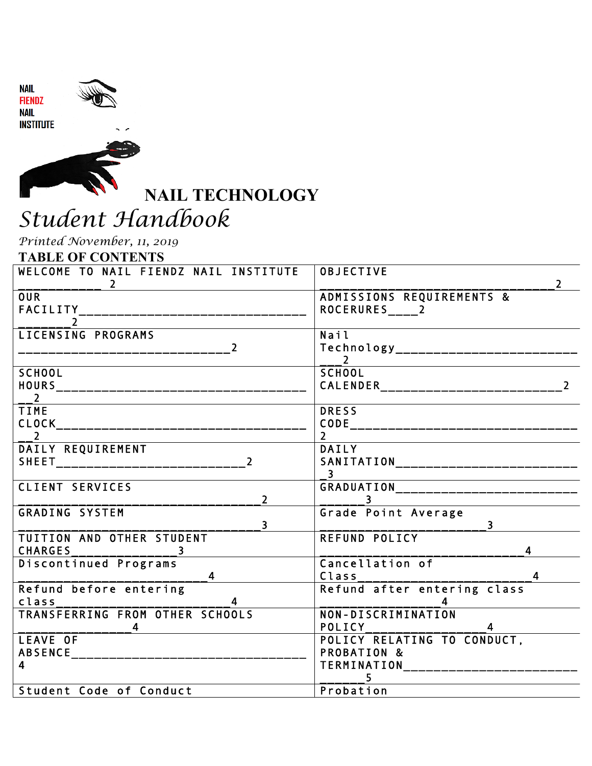NAIL
FIENDZ
NAIL
INSTITUTE

# NAIL TECHNOLOGY

# *Student Handbook*

*Printed November, 11, 2019*

## TABLE OF CONTENTS

| | |
|---|---|
| WELCOME TO NAIL FIENDZ NAIL INSTITUTE ___________ 2 | OBJECTIVE __________________________________ 2 |
| OUR FACILITY________________________________ _______2 | ADMISSIONS REQUIREMENTS & ROCERURES____2 |
| LICENSING PROGRAMS ___________________________2 | Nail Technology________________________ ___2 |
| SCHOOL HOURS_________________________________ __2 | SCHOOL CALENDER________________________2 |
| TIME CLOCK__________________________________ __2 | DRESS CODE_______________________________ 2 |
| DAILY REQUIREMENT SHEET________________________2 | DAILY SANITATION________________________ _3 |
| CLIENT SERVICES ________________________________2 | GRADUATION________________________ ______3 |
| GRADING SYSTEM ________________________________3 | Grade Point Average _____________________3 |
| TUITION AND OTHER STUDENT CHARGES________________3 | REFUND POLICY ____________________________4 |
| Discontinued Programs __________________________4 | Cancellation of Class_________________________4 |
| Refund before entering class_________________________4 | Refund after entering class _________________4 |
| TRANSFERRING FROM OTHER SCHOOLS _______________4 | NON-DISCRIMINATION POLICY_________________4 |
| LEAVE OF ABSENCE_____________________________ 4 | POLICY RELATING TO CONDUCT, PROBATION & TERMINATION________________________ ______5 |
| Student Code of Conduct | Probation |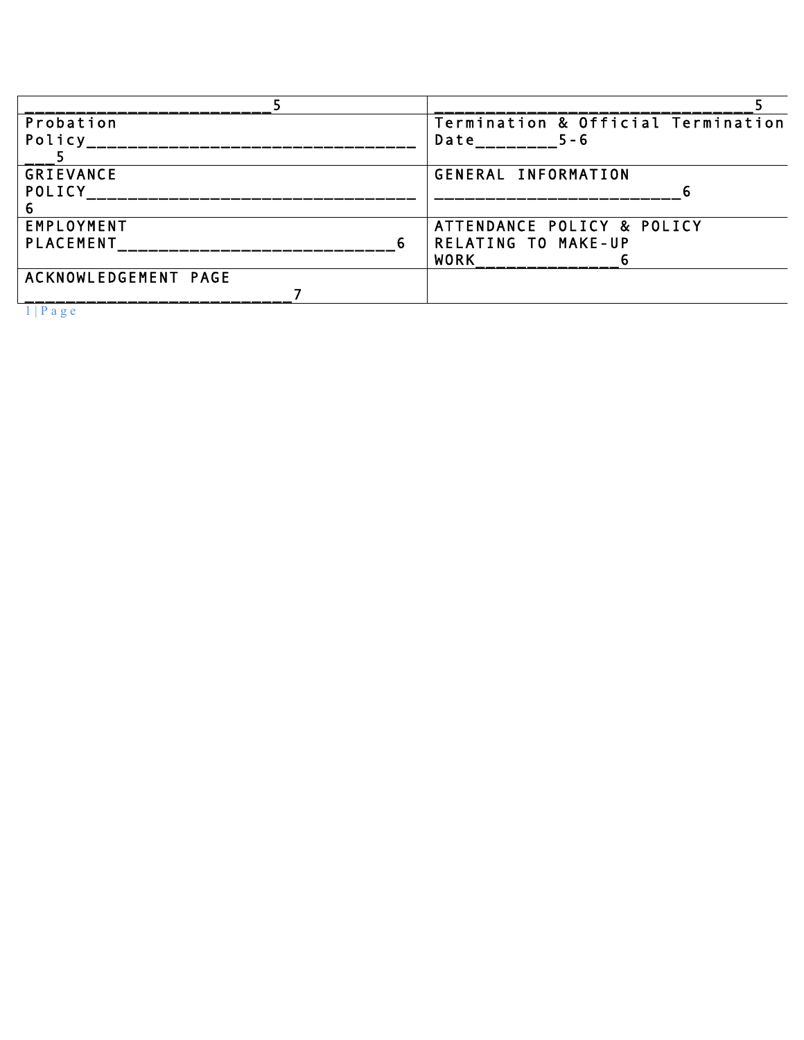| ______________________5 | _____________________________5 |
|---|---|
| Probation Policy________________________________5 | Termination & Official Termination Date________5-6 |
| GRIEVANCE POLICY________________________________6 | GENERAL INFORMATION ______________________6 |
| EMPLOYMENT PLACEMENT____________________________6 | ATTENDANCE POLICY & POLICY RELATING TO MAKE-UP WORK_____________6 |
| ACKNOWLEDGEMENT PAGE ________________________7 | |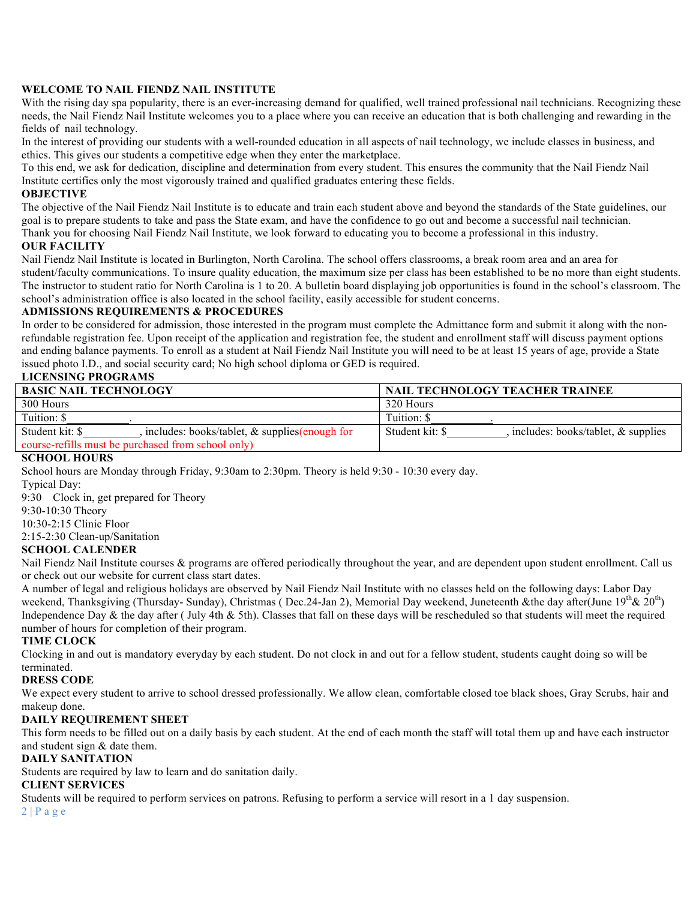**WELCOME TO NAIL FIENDZ NAIL INSTITUTE**

With the rising day spa popularity, there is an ever-increasing demand for qualified, well trained professional nail technicians. Recognizing these needs, the Nail Fiendz Nail Institute welcomes you to a place where you can receive an education that is both challenging and rewarding in the fields of nail technology.

In the interest of providing our students with a well-rounded education in all aspects of nail technology, we include classes in business, and ethics. This gives our students a competitive edge when they enter the marketplace.

To this end, we ask for dedication, discipline and determination from every student. This ensures the community that the Nail Fiendz Nail Institute certifies only the most vigorously trained and qualified graduates entering these fields.

**OBJECTIVE**

The objective of the Nail Fiendz Nail Institute is to educate and train each student above and beyond the standards of the State guidelines, our goal is to prepare students to take and pass the State exam, and have the confidence to go out and become a successful nail technician.

Thank you for choosing Nail Fiendz Nail Institute, we look forward to educating you to become a professional in this industry.

**OUR FACILITY**

Nail Fiendz Nail Institute is located in Burlington, North Carolina. The school offers classrooms, a break room area and an area for student/faculty communications. To insure quality education, the maximum size per class has been established to be no more than eight students. The instructor to student ratio for North Carolina is 1 to 20. A bulletin board displaying job opportunities is found in the school's classroom. The school's administration office is also located in the school facility, easily accessible for student concerns.

**ADMISSIONS REQUIREMENTS & PROCEDURES**

In order to be considered for admission, those interested in the program must complete the Admittance form and submit it along with the non-refundable registration fee. Upon receipt of the application and registration fee, the student and enrollment staff will discuss payment options and ending balance payments. To enroll as a student at Nail Fiendz Nail Institute you will need to be at least 15 years of age, provide a State issued photo I.D., and social security card; No high school diploma or GED is required.

**LICENSING PROGRAMS**

| BASIC NAIL TECHNOLOGY | NAIL TECHNOLOGY TEACHER TRAINEE |
|---|---|
| 300 Hours | 320 Hours |
| Tuition: $___________. | Tuition: $__________. |
| Student kit: $__________, includes: books/tablet, & supplies(enough for course-refills must be purchased from school only) | Student kit: $__________, includes: books/tablet, & supplies |

**SCHOOL HOURS**

School hours are Monday through Friday, 9:30am to 2:30pm. Theory is held 9:30 - 10:30 every day.

Typical Day:

9:30 Clock in, get prepared for Theory

9:30-10:30 Theory

10:30-2:15 Clinic Floor

2:15-2:30 Clean-up/Sanitation

**SCHOOL CALENDER**

Nail Fiendz Nail Institute courses & programs are offered periodically throughout the year, and are dependent upon student enrollment. Call us or check out our website for current class start dates.

A number of legal and religious holidays are observed by Nail Fiendz Nail Institute with no classes held on the following days: Labor Day weekend, Thanksgiving (Thursday- Sunday), Christmas ( Dec.24-Jan 2), Memorial Day weekend, Juneteenth &the day after(June 19th& 20th) Independence Day & the day after ( July 4th & 5th). Classes that fall on these days will be rescheduled so that students will meet the required number of hours for completion of their program.

**TIME CLOCK**

Clocking in and out is mandatory everyday by each student. Do not clock in and out for a fellow student, students caught doing so will be terminated.

**DRESS CODE**

We expect every student to arrive to school dressed professionally. We allow clean, comfortable closed toe black shoes, Gray Scrubs, hair and makeup done.

**DAILY REQUIREMENT SHEET**

This form needs to be filled out on a daily basis by each student. At the end of each month the staff will total them up and have each instructor and student sign & date them.

**DAILY SANITATION**

Students are required by law to learn and do sanitation daily.

**CLIENT SERVICES**

Students will be required to perform services on patrons. Refusing to perform a service will resort in a 1 day suspension.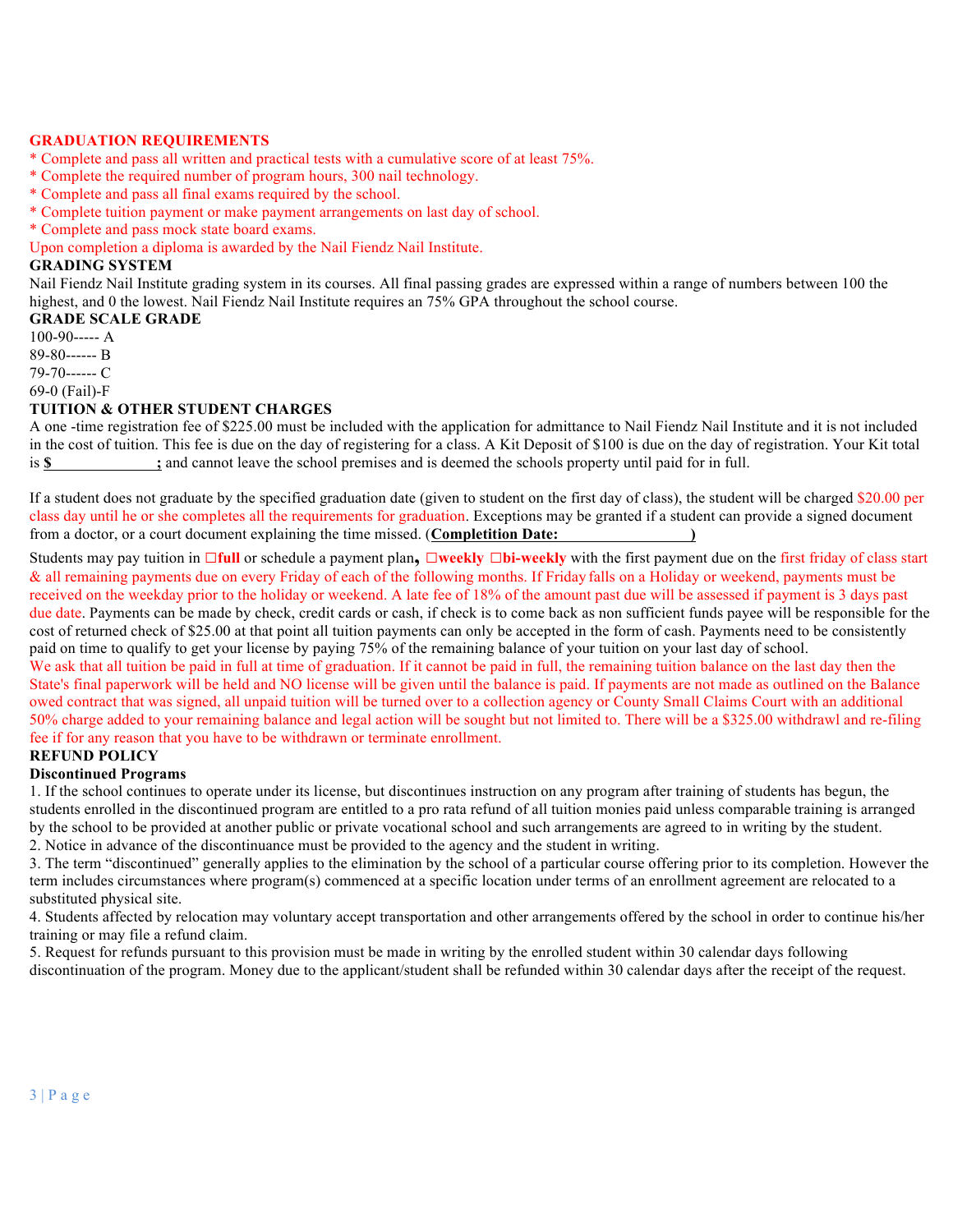## GRADUATION REQUIREMENTS

* Complete and pass all written and practical tests with a cumulative score of at least 75%.
* Complete the required number of program hours, 300 nail technology.
* Complete and pass all final exams required by the school.
* Complete tuition payment or make payment arrangements on last day of school.
* Complete and pass mock state board exams.

Upon completion a diploma is awarded by the Nail Fiendz Nail Institute.

## GRADING SYSTEM

Nail Fiendz Nail Institute grading system in its courses. All final passing grades are expressed within a range of numbers between 100 the highest, and 0 the lowest. Nail Fiendz Nail Institute requires an 75% GPA throughout the school course.

## GRADE SCALE GRADE

100-90----- A
89-80------ B
79-70------ C
69-0 (Fail)-F

## TUITION & OTHER STUDENT CHARGES

A one -time registration fee of $225.00 must be included with the application for admittance to Nail Fiendz Nail Institute and it is not included in the cost of tuition. This fee is due on the day of registering for a class. A Kit Deposit of $100 is due on the day of registration. Your Kit total is **$\_\_\_\_\_\_\_\_\_\_\_\_;** and cannot leave the school premises and is deemed the schools property until paid for in full.

If a student does not graduate by the specified graduation date (given to student on the first day of class), the student will be charged $20.00 per class day until he or she completes all the requirements for graduation. Exceptions may be granted if a student can provide a signed document from a doctor, or a court document explaining the time missed. (**Completion Date:\_\_\_\_\_\_\_\_\_\_\_\_\_\_\_\_)**

Students may pay tuition in **☐full** or schedule a payment plan**, ☐weekly ☐bi-weekly** with the first payment due on the first friday of class start & all remaining payments due on every Friday of each of the following months. If Friday falls on a Holiday or weekend, payments must be received on the weekday prior to the holiday or weekend. A late fee of 18% of the amount past due will be assessed if payment is 3 days past due date. Payments can be made by check, credit cards or cash, if check is to come back as non sufficient funds payee will be responsible for the cost of returned check of $25.00 at that point all tuition payments can only be accepted in the form of cash. Payments need to be consistently paid on time to qualify to get your license by paying 75% of the remaining balance of your tuition on your last day of school.

We ask that all tuition be paid in full at time of graduation. If it cannot be paid in full, the remaining tuition balance on the last day then the State's final paperwork will be held and NO license will be given until the balance is paid. If payments are not made as outlined on the Balance owed contract that was signed, all unpaid tuition will be turned over to a collection agency or County Small Claims Court with an additional 50% charge added to your remaining balance and legal action will be sought but not limited to. There will be a $325.00 withdrawl and re-filing fee if for any reason that you have to be withdrawn or terminate enrollment.

## REFUND POLICY

### Discontinued Programs

1. If the school continues to operate under its license, but discontinues instruction on any program after training of students has begun, the students enrolled in the discontinued program are entitled to a pro rata refund of all tuition monies paid unless comparable training is arranged by the school to be provided at another public or private vocational school and such arrangements are agreed to in writing by the student.
2. Notice in advance of the discontinuance must be provided to the agency and the student in writing.
3. The term "discontinued" generally applies to the elimination by the school of a particular course offering prior to its completion. However the term includes circumstances where program(s) commenced at a specific location under terms of an enrollment agreement are relocated to a substituted physical site.
4. Students affected by relocation may voluntary accept transportation and other arrangements offered by the school in order to continue his/her training or may file a refund claim.
5. Request for refunds pursuant to this provision must be made in writing by the enrolled student within 30 calendar days following discontinuation of the program. Money due to the applicant/student shall be refunded within 30 calendar days after the receipt of the request.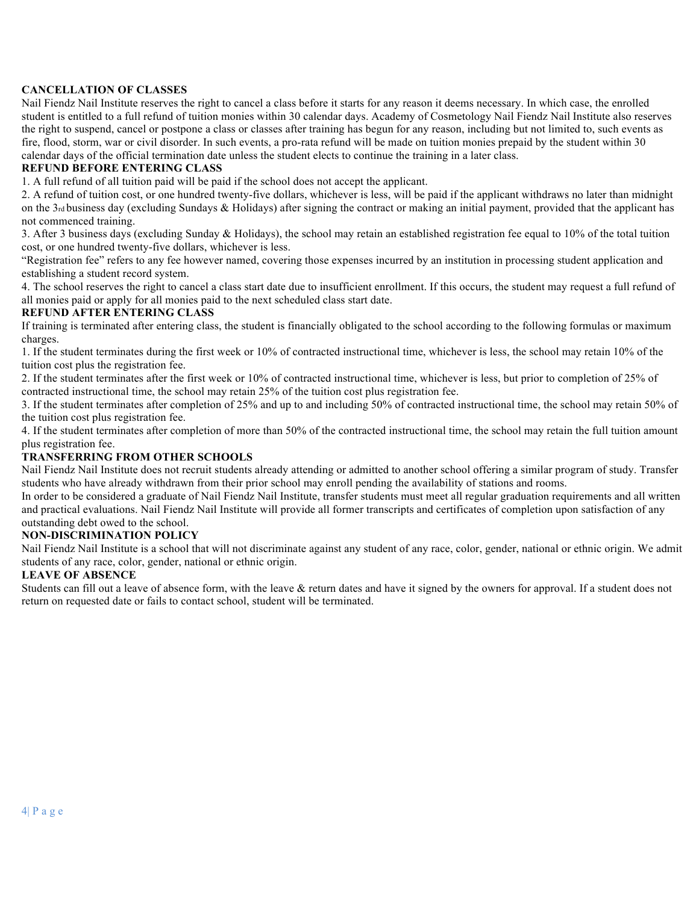**CANCELLATION OF CLASSES**

Nail Fiendz Nail Institute reserves the right to cancel a class before it starts for any reason it deems necessary. In which case, the enrolled student is entitled to a full refund of tuition monies within 30 calendar days. Academy of Cosmetology Nail Fiendz Nail Institute also reserves the right to suspend, cancel or postpone a class or classes after training has begun for any reason, including but not limited to, such events as fire, flood, storm, war or civil disorder. In such events, a pro-rata refund will be made on tuition monies prepaid by the student within 30 calendar days of the official termination date unless the student elects to continue the training in a later class.

**REFUND BEFORE ENTERING CLASS**

1. A full refund of all tuition paid will be paid if the school does not accept the applicant.
2. A refund of tuition cost, or one hundred twenty-five dollars, whichever is less, will be paid if the applicant withdraws no later than midnight on the 3rd business day (excluding Sundays & Holidays) after signing the contract or making an initial payment, provided that the applicant has not commenced training.
3. After 3 business days (excluding Sunday & Holidays), the school may retain an established registration fee equal to 10% of the total tuition cost, or one hundred twenty-five dollars, whichever is less.

"Registration fee" refers to any fee however named, covering those expenses incurred by an institution in processing student application and establishing a student record system.

4. The school reserves the right to cancel a class start date due to insufficient enrollment. If this occurs, the student may request a full refund of all monies paid or apply for all monies paid to the next scheduled class start date.

**REFUND AFTER ENTERING CLASS**

If training is terminated after entering class, the student is financially obligated to the school according to the following formulas or maximum charges.

1. If the student terminates during the first week or 10% of contracted instructional time, whichever is less, the school may retain 10% of the tuition cost plus the registration fee.
2. If the student terminates after the first week or 10% of contracted instructional time, whichever is less, but prior to completion of 25% of contracted instructional time, the school may retain 25% of the tuition cost plus registration fee.
3. If the student terminates after completion of 25% and up to and including 50% of contracted instructional time, the school may retain 50% of the tuition cost plus registration fee.
4. If the student terminates after completion of more than 50% of the contracted instructional time, the school may retain the full tuition amount plus registration fee.

**TRANSFERRING FROM OTHER SCHOOLS**

Nail Fiendz Nail Institute does not recruit students already attending or admitted to another school offering a similar program of study. Transfer students who have already withdrawn from their prior school may enroll pending the availability of stations and rooms.

In order to be considered a graduate of Nail Fiendz Nail Institute, transfer students must meet all regular graduation requirements and all written and practical evaluations. Nail Fiendz Nail Institute will provide all former transcripts and certificates of completion upon satisfaction of any outstanding debt owed to the school.

**NON-DISCRIMINATION POLICY**

Nail Fiendz Nail Institute is a school that will not discriminate against any student of any race, color, gender, national or ethnic origin. We admit students of any race, color, gender, national or ethnic origin.

**LEAVE OF ABSENCE**

Students can fill out a leave of absence form, with the leave & return dates and have it signed by the owners for approval. If a student does not return on requested date or fails to contact school, student will be terminated.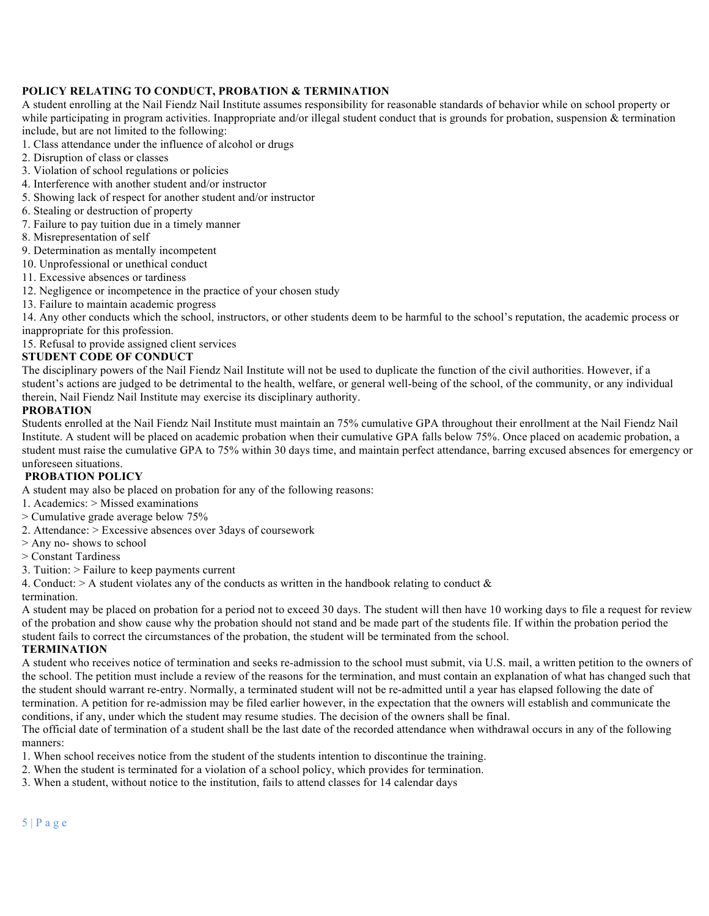**POLICY RELATING TO CONDUCT, PROBATION & TERMINATION**

A student enrolling at the Nail Fiendz Nail Institute assumes responsibility for reasonable standards of behavior while on school property or while participating in program activities. Inappropriate and/or illegal student conduct that is grounds for probation, suspension & termination include, but are not limited to the following:

1. Class attendance under the influence of alcohol or drugs
2. Disruption of class or classes
3. Violation of school regulations or policies
4. Interference with another student and/or instructor
5. Showing lack of respect for another student and/or instructor
6. Stealing or destruction of property
7. Failure to pay tuition due in a timely manner
8. Misrepresentation of self
9. Determination as mentally incompetent
10. Unprofessional or unethical conduct
11. Excessive absences or tardiness
12. Negligence or incompetence in the practice of your chosen study
13. Failure to maintain academic progress
14. Any other conducts which the school, instructors, or other students deem to be harmful to the school's reputation, the academic process or inappropriate for this profession.
15. Refusal to provide assigned client services

**STUDENT CODE OF CONDUCT**

The disciplinary powers of the Nail Fiendz Nail Institute will not be used to duplicate the function of the civil authorities. However, if a student's actions are judged to be detrimental to the health, welfare, or general well-being of the school, of the community, or any individual therein, Nail Fiendz Nail Institute may exercise its disciplinary authority.

**PROBATION**

Students enrolled at the Nail Fiendz Nail Institute must maintain an 75% cumulative GPA throughout their enrollment at the Nail Fiendz Nail Institute. A student will be placed on academic probation when their cumulative GPA falls below 75%. Once placed on academic probation, a student must raise the cumulative GPA to 75% within 30 days time, and maintain perfect attendance, barring excused absences for emergency or unforeseen situations.

**PROBATION POLICY**

A student may also be placed on probation for any of the following reasons:

1. Academics: > Missed examinations
> Cumulative grade average below 75%
2. Attendance: > Excessive absences over 3days of coursework
> Any no- shows to school
> Constant Tardiness
3. Tuition: > Failure to keep payments current
4. Conduct: > A student violates any of the conducts as written in the handbook relating to conduct & termination.

A student may be placed on probation for a period not to exceed 30 days. The student will then have 10 working days to file a request for review of the probation and show cause why the probation should not stand and be made part of the students file. If within the probation period the student fails to correct the circumstances of the probation, the student will be terminated from the school.

**TERMINATION**

A student who receives notice of termination and seeks re-admission to the school must submit, via U.S. mail, a written petition to the owners of the school. The petition must include a review of the reasons for the termination, and must contain an explanation of what has changed such that the student should warrant re-entry. Normally, a terminated student will not be re-admitted until a year has elapsed following the date of termination. A petition for re-admission may be filed earlier however, in the expectation that the owners will establish and communicate the conditions, if any, under which the student may resume studies. The decision of the owners shall be final.

The official date of termination of a student shall be the last date of the recorded attendance when withdrawal occurs in any of the following manners:

1. When school receives notice from the student of the students intention to discontinue the training.
2. When the student is terminated for a violation of a school policy, which provides for termination.
3. When a student, without notice to the institution, fails to attend classes for 14 calendar days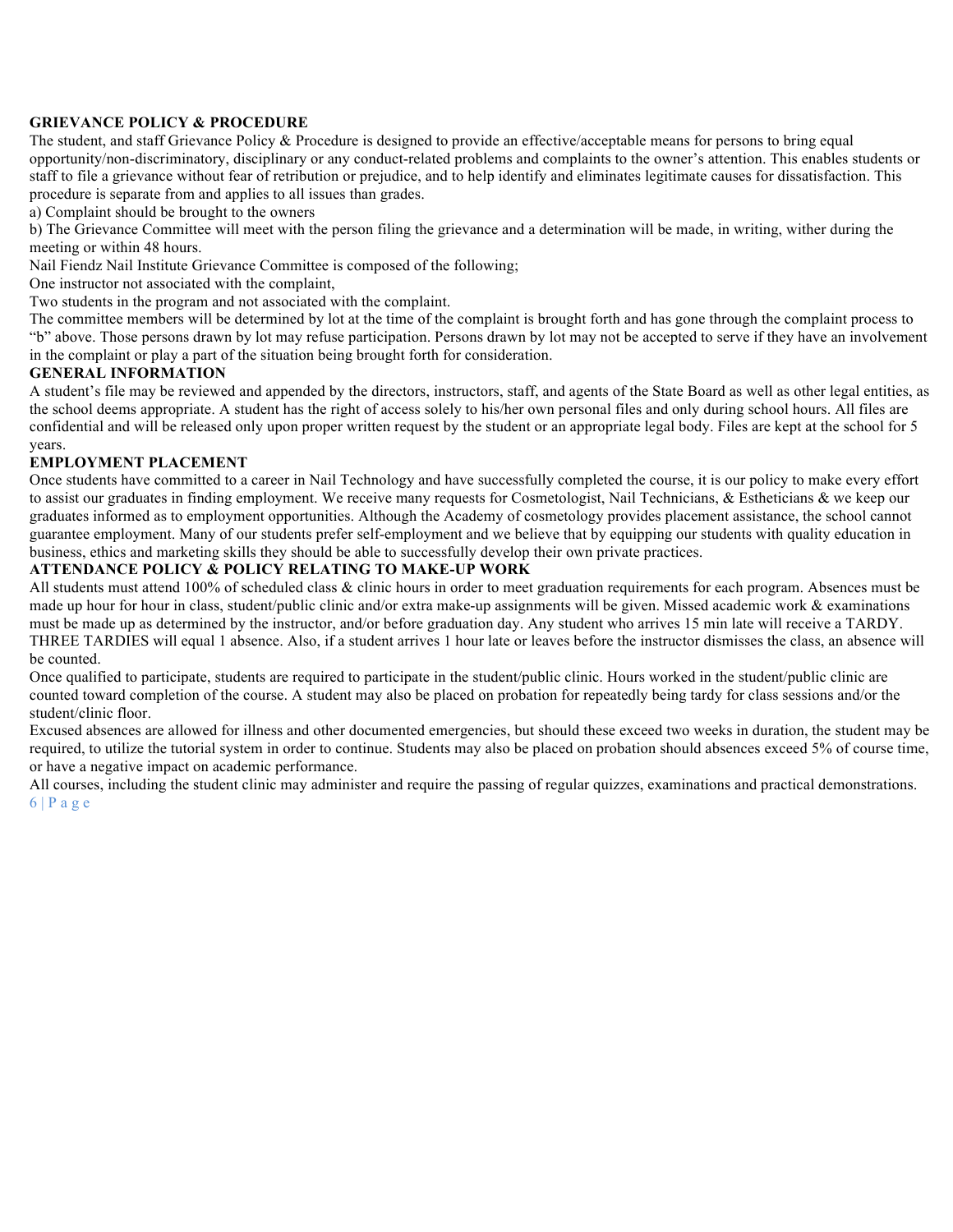**GRIEVANCE POLICY & PROCEDURE**

The student, and staff Grievance Policy & Procedure is designed to provide an effective/acceptable means for persons to bring equal opportunity/non-discriminatory, disciplinary or any conduct-related problems and complaints to the owner's attention. This enables students or staff to file a grievance without fear of retribution or prejudice, and to help identify and eliminates legitimate causes for dissatisfaction. This procedure is separate from and applies to all issues than grades.

a) Complaint should be brought to the owners

b) The Grievance Committee will meet with the person filing the grievance and a determination will be made, in writing, wither during the meeting or within 48 hours.

Nail Fiendz Nail Institute Grievance Committee is composed of the following;

One instructor not associated with the complaint,

Two students in the program and not associated with the complaint.

The committee members will be determined by lot at the time of the complaint is brought forth and has gone through the complaint process to "b" above. Those persons drawn by lot may refuse participation. Persons drawn by lot may not be accepted to serve if they have an involvement in the complaint or play a part of the situation being brought forth for consideration.

**GENERAL INFORMATION**

A student's file may be reviewed and appended by the directors, instructors, staff, and agents of the State Board as well as other legal entities, as the school deems appropriate. A student has the right of access solely to his/her own personal files and only during school hours. All files are confidential and will be released only upon proper written request by the student or an appropriate legal body. Files are kept at the school for 5 years.

**EMPLOYMENT PLACEMENT**

Once students have committed to a career in Nail Technology and have successfully completed the course, it is our policy to make every effort to assist our graduates in finding employment. We receive many requests for Cosmetologist, Nail Technicians, & Estheticians & we keep our graduates informed as to employment opportunities. Although the Academy of cosmetology provides placement assistance, the school cannot guarantee employment. Many of our students prefer self-employment and we believe that by equipping our students with quality education in business, ethics and marketing skills they should be able to successfully develop their own private practices.

**ATTENDANCE POLICY & POLICY RELATING TO MAKE-UP WORK**

All students must attend 100% of scheduled class & clinic hours in order to meet graduation requirements for each program. Absences must be made up hour for hour in class, student/public clinic and/or extra make-up assignments will be given. Missed academic work & examinations must be made up as determined by the instructor, and/or before graduation day. Any student who arrives 15 min late will receive a TARDY. THREE TARDIES will equal 1 absence. Also, if a student arrives 1 hour late or leaves before the instructor dismisses the class, an absence will be counted.

Once qualified to participate, students are required to participate in the student/public clinic. Hours worked in the student/public clinic are counted toward completion of the course. A student may also be placed on probation for repeatedly being tardy for class sessions and/or the student/clinic floor.

Excused absences are allowed for illness and other documented emergencies, but should these exceed two weeks in duration, the student may be required, to utilize the tutorial system in order to continue. Students may also be placed on probation should absences exceed 5% of course time, or have a negative impact on academic performance.

All courses, including the student clinic may administer and require the passing of regular quizzes, examinations and practical demonstrations.